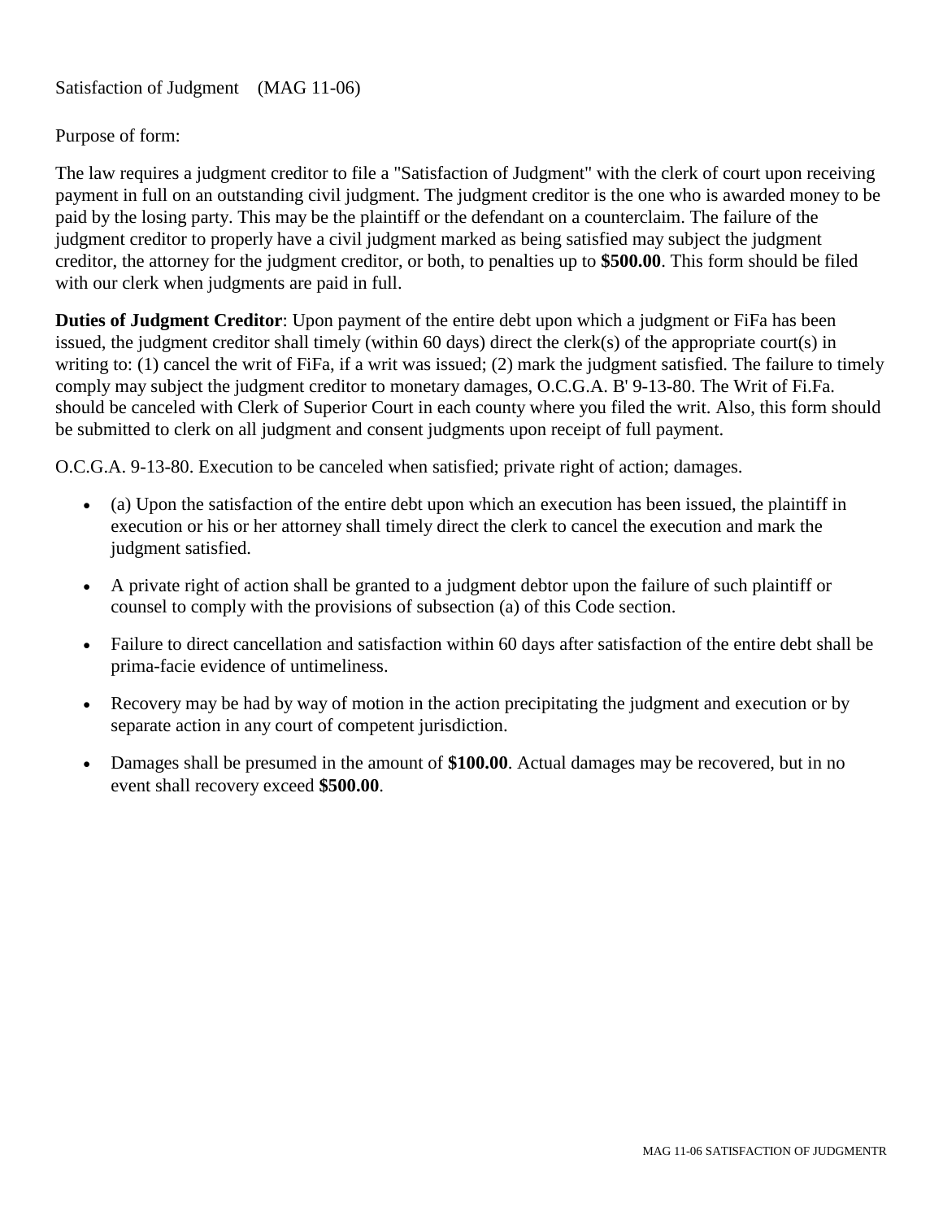Satisfaction of Judgment (MAG 11-06)

Purpose of form:

The law requires a judgment creditor to file a "Satisfaction of Judgment" with the clerk of court upon receiving payment in full on an outstanding civil judgment. The judgment creditor is the one who is awarded money to be paid by the losing party. This may be the plaintiff or the defendant on a counterclaim. The failure of the judgment creditor to properly have a civil judgment marked as being satisfied may subject the judgment creditor, the attorney for the judgment creditor, or both, to penalties up to **$500.00**. This form should be filed with our clerk when judgments are paid in full.

**Duties of Judgment Creditor**: Upon payment of the entire debt upon which a judgment or FiFa has been issued, the judgment creditor shall timely (within 60 days) direct the clerk(s) of the appropriate court(s) in writing to: (1) cancel the writ of FiFa, if a writ was issued; (2) mark the judgment satisfied. The failure to timely comply may subject the judgment creditor to monetary damages, O.C.G.A. B' 9-13-80. The Writ of Fi.Fa. should be canceled with Clerk of Superior Court in each county where you filed the writ. Also, this form should be submitted to clerk on all judgment and consent judgments upon receipt of full payment.

O.C.G.A. 9-13-80. Execution to be canceled when satisfied; private right of action; damages.

- (a) Upon the satisfaction of the entire debt upon which an execution has been issued, the plaintiff in execution or his or her attorney shall timely direct the clerk to cancel the execution and mark the judgment satisfied.
- A private right of action shall be granted to a judgment debtor upon the failure of such plaintiff or counsel to comply with the provisions of subsection (a) of this Code section.
- Failure to direct cancellation and satisfaction within 60 days after satisfaction of the entire debt shall be prima-facie evidence of untimeliness.
- Recovery may be had by way of motion in the action precipitating the judgment and execution or by separate action in any court of competent jurisdiction.
- Damages shall be presumed in the amount of **$100.00**. Actual damages may be recovered, but in no event shall recovery exceed **$500.00**.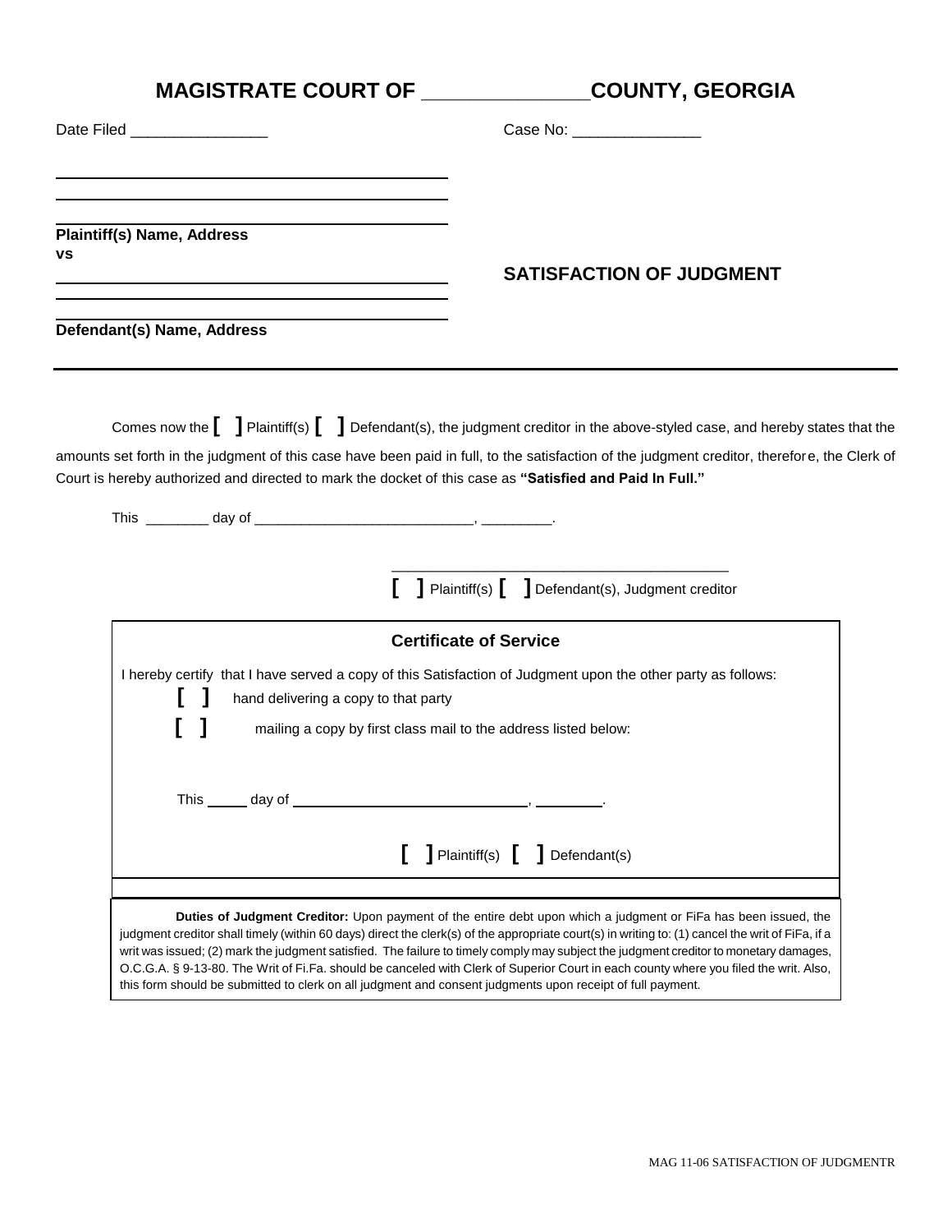# MAGISTRATE COURT OF _______________ COUNTY, GEORGIA

Date Filed ________________ Case No: _______________

______________________________________________

______________________________________________

______________________________________________

**Plaintiff(s) Name, Address**

**vs**

______________________________________________

______________________________________________

______________________________________________

**Defendant(s) Name, Address**

## SATISFACTION OF JUDGMENT

---

Comes now the [ ] Plaintiff(s) [ ] Defendant(s), the judgment creditor in the above-styled case, and hereby states that the amounts set forth in the judgment of this case have been paid in full, to the satisfaction of the judgment creditor, therefore, the Clerk of Court is hereby authorized and directed to mark the docket of this case as **"Satisfied and Paid In Full."**

This ________ day of ____________________________, _________.

______________________________________________

[ ] Plaintiff(s) [ ] Defendant(s), Judgment creditor

### Certificate of Service

I hereby certify that I have served a copy of this Satisfaction of Judgment upon the other party as follows:

[ ] hand delivering a copy to that party

[ ] mailing a copy by first class mail to the address listed below:

This _____ day of _____________________________, ________.

[ ] Plaintiff(s) [ ] Defendant(s)

**Duties of Judgment Creditor:** Upon payment of the entire debt upon which a judgment or FiFa has been issued, the judgment creditor shall timely (within 60 days) direct the clerk(s) of the appropriate court(s) in writing to: (1) cancel the writ of FiFa, if a writ was issued; (2) mark the judgment satisfied. The failure to timely comply may subject the judgment creditor to monetary damages, O.C.G.A. § 9-13-80. The Writ of Fi.Fa. should be canceled with Clerk of Superior Court in each county where you filed the writ. Also, this form should be submitted to clerk on all judgment and consent judgments upon receipt of full payment.

MAG 11-06 SATISFACTION OF JUDGMENTR